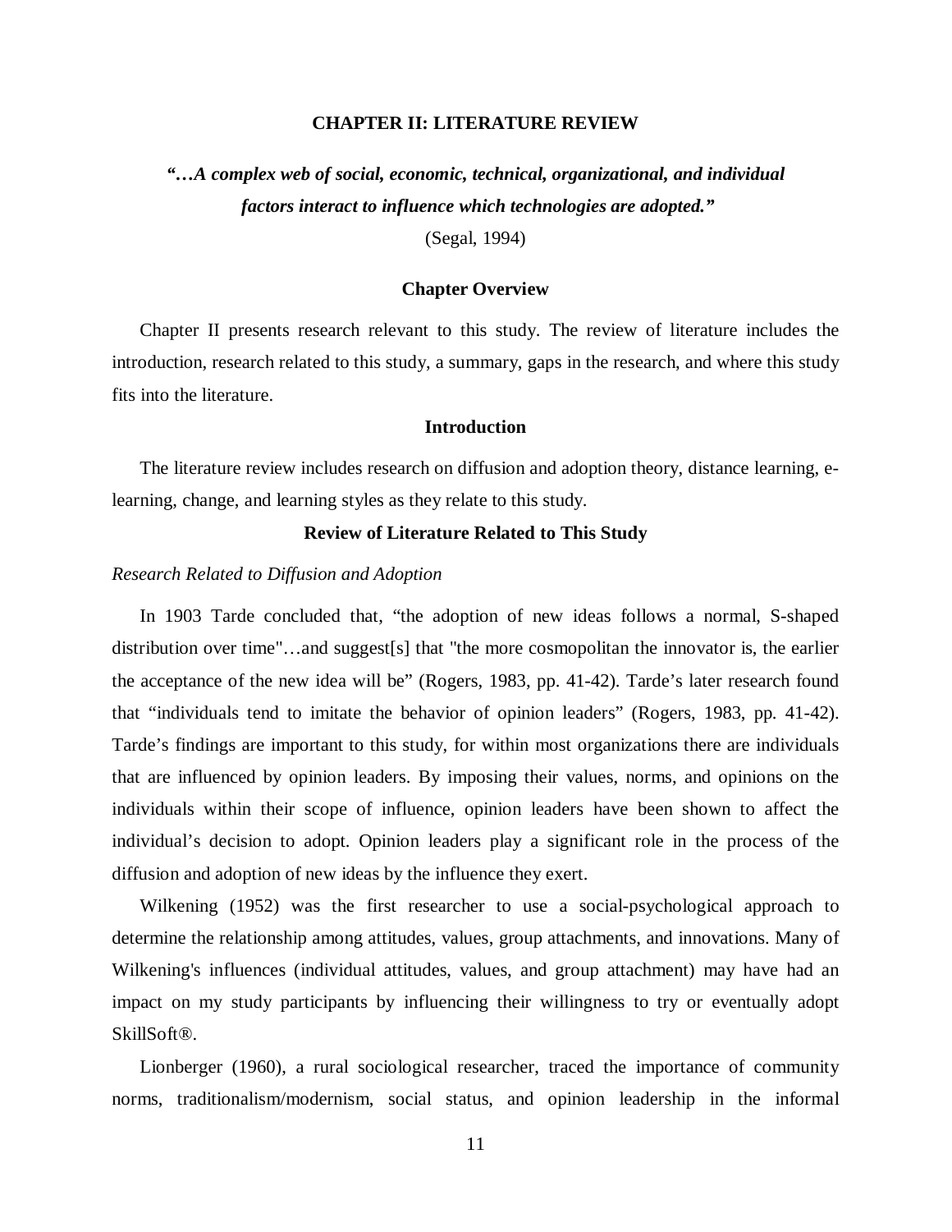# CHAPTER II: LITERATURE REVIEW

***"…A complex web of social, economic, technical, organizational, and individual factors interact to influence which technologies are adopted."***

(Segal, 1994)

## Chapter Overview

Chapter II presents research relevant to this study. The review of literature includes the introduction, research related to this study, a summary, gaps in the research, and where this study fits into the literature.

## Introduction

The literature review includes research on diffusion and adoption theory, distance learning, e-learning, change, and learning styles as they relate to this study.

## Review of Literature Related to This Study

### *Research Related to Diffusion and Adoption*

In 1903 Tarde concluded that, "the adoption of new ideas follows a normal, S-shaped distribution over time"…and suggest[s] that "the more cosmopolitan the innovator is, the earlier the acceptance of the new idea will be" (Rogers, 1983, pp. 41-42). Tarde's later research found that "individuals tend to imitate the behavior of opinion leaders" (Rogers, 1983, pp. 41-42). Tarde's findings are important to this study, for within most organizations there are individuals that are influenced by opinion leaders. By imposing their values, norms, and opinions on the individuals within their scope of influence, opinion leaders have been shown to affect the individual's decision to adopt. Opinion leaders play a significant role in the process of the diffusion and adoption of new ideas by the influence they exert.

Wilkening (1952) was the first researcher to use a social-psychological approach to determine the relationship among attitudes, values, group attachments, and innovations. Many of Wilkening's influences (individual attitudes, values, and group attachment) may have had an impact on my study participants by influencing their willingness to try or eventually adopt SkillSoft®.

Lionberger (1960), a rural sociological researcher, traced the importance of community norms, traditionalism/modernism, social status, and opinion leadership in the informal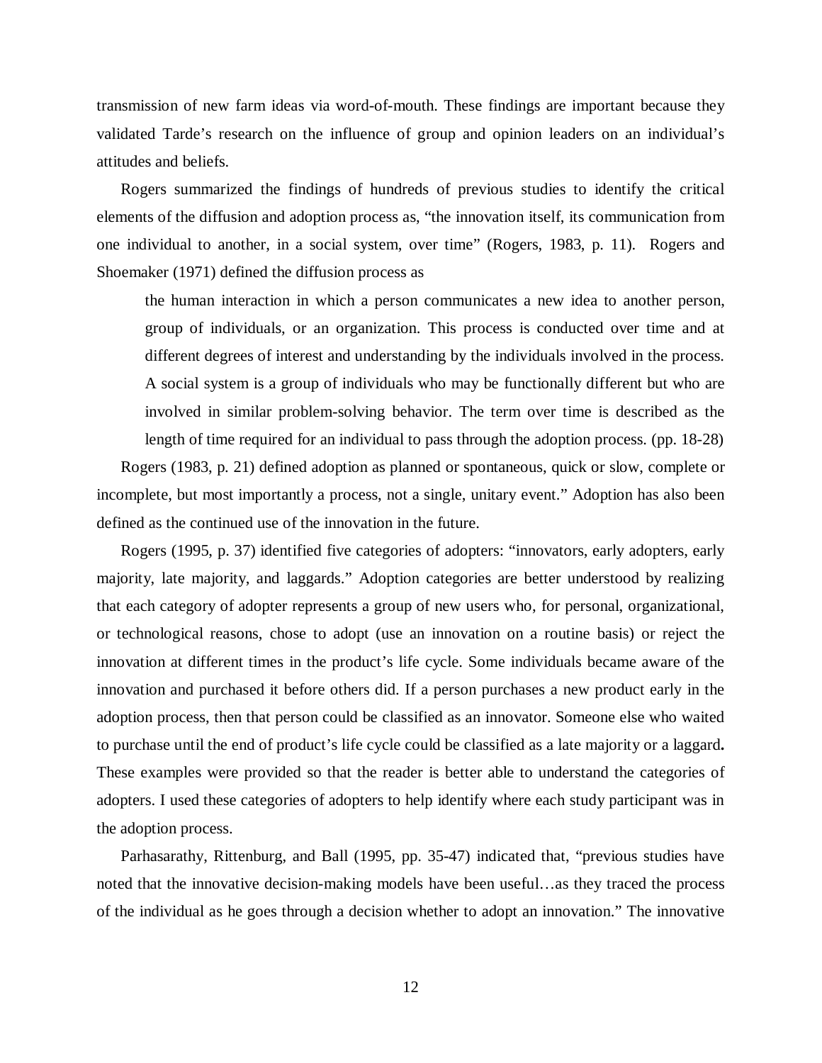transmission of new farm ideas via word-of-mouth. These findings are important because they validated Tarde's research on the influence of group and opinion leaders on an individual's attitudes and beliefs.

Rogers summarized the findings of hundreds of previous studies to identify the critical elements of the diffusion and adoption process as, "the innovation itself, its communication from one individual to another, in a social system, over time" (Rogers, 1983, p. 11). Rogers and Shoemaker (1971) defined the diffusion process as

> the human interaction in which a person communicates a new idea to another person, group of individuals, or an organization. This process is conducted over time and at different degrees of interest and understanding by the individuals involved in the process. A social system is a group of individuals who may be functionally different but who are involved in similar problem-solving behavior. The term over time is described as the length of time required for an individual to pass through the adoption process. (pp. 18-28)

Rogers (1983, p. 21) defined adoption as planned or spontaneous, quick or slow, complete or incomplete, but most importantly a process, not a single, unitary event." Adoption has also been defined as the continued use of the innovation in the future.

Rogers (1995, p. 37) identified five categories of adopters: "innovators, early adopters, early majority, late majority, and laggards." Adoption categories are better understood by realizing that each category of adopter represents a group of new users who, for personal, organizational, or technological reasons, chose to adopt (use an innovation on a routine basis) or reject the innovation at different times in the product's life cycle. Some individuals became aware of the innovation and purchased it before others did. If a person purchases a new product early in the adoption process, then that person could be classified as an innovator. Someone else who waited to purchase until the end of product's life cycle could be classified as a late majority or a laggard**.** These examples were provided so that the reader is better able to understand the categories of adopters. I used these categories of adopters to help identify where each study participant was in the adoption process.

Parhasarathy, Rittenburg, and Ball (1995, pp. 35-47) indicated that, "previous studies have noted that the innovative decision-making models have been useful…as they traced the process of the individual as he goes through a decision whether to adopt an innovation." The innovative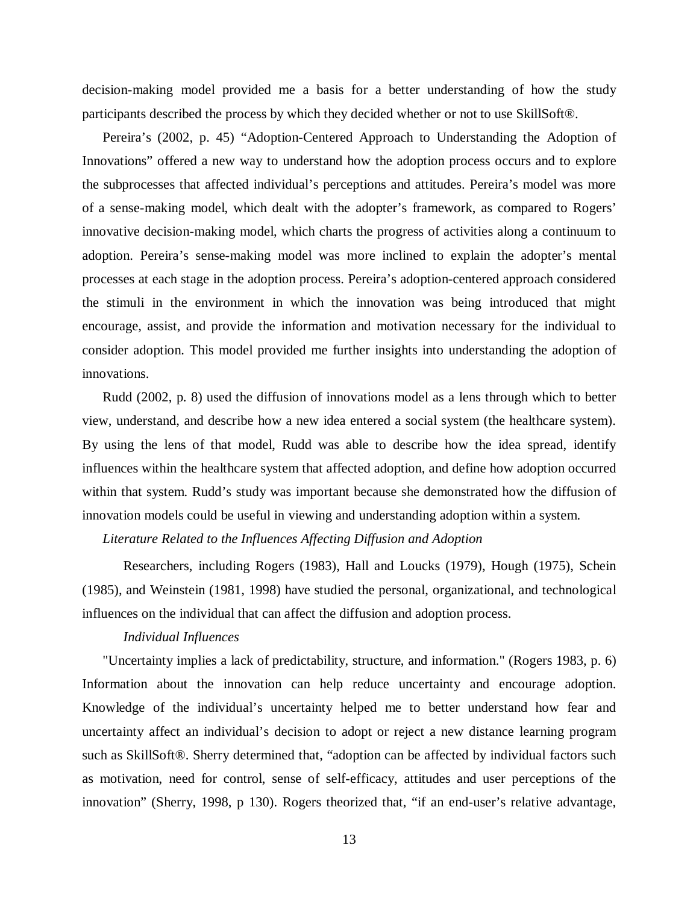decision-making model provided me a basis for a better understanding of how the study participants described the process by which they decided whether or not to use SkillSoft®.

Pereira's (2002, p. 45) "Adoption-Centered Approach to Understanding the Adoption of Innovations" offered a new way to understand how the adoption process occurs and to explore the subprocesses that affected individual's perceptions and attitudes. Pereira's model was more of a sense-making model, which dealt with the adopter's framework, as compared to Rogers' innovative decision-making model, which charts the progress of activities along a continuum to adoption. Pereira's sense-making model was more inclined to explain the adopter's mental processes at each stage in the adoption process. Pereira's adoption-centered approach considered the stimuli in the environment in which the innovation was being introduced that might encourage, assist, and provide the information and motivation necessary for the individual to consider adoption. This model provided me further insights into understanding the adoption of innovations.

Rudd (2002, p. 8) used the diffusion of innovations model as a lens through which to better view, understand, and describe how a new idea entered a social system (the healthcare system). By using the lens of that model, Rudd was able to describe how the idea spread, identify influences within the healthcare system that affected adoption, and define how adoption occurred within that system. Rudd's study was important because she demonstrated how the diffusion of innovation models could be useful in viewing and understanding adoption within a system.

### *Literature Related to the Influences Affecting Diffusion and Adoption*

Researchers, including Rogers (1983), Hall and Loucks (1979), Hough (1975), Schein (1985), and Weinstein (1981, 1998) have studied the personal, organizational, and technological influences on the individual that can affect the diffusion and adoption process.

#### *Individual Influences*

"Uncertainty implies a lack of predictability, structure, and information." (Rogers 1983, p. 6) Information about the innovation can help reduce uncertainty and encourage adoption. Knowledge of the individual's uncertainty helped me to better understand how fear and uncertainty affect an individual's decision to adopt or reject a new distance learning program such as SkillSoft®. Sherry determined that, "adoption can be affected by individual factors such as motivation, need for control, sense of self-efficacy, attitudes and user perceptions of the innovation" (Sherry, 1998, p 130). Rogers theorized that, "if an end-user's relative advantage,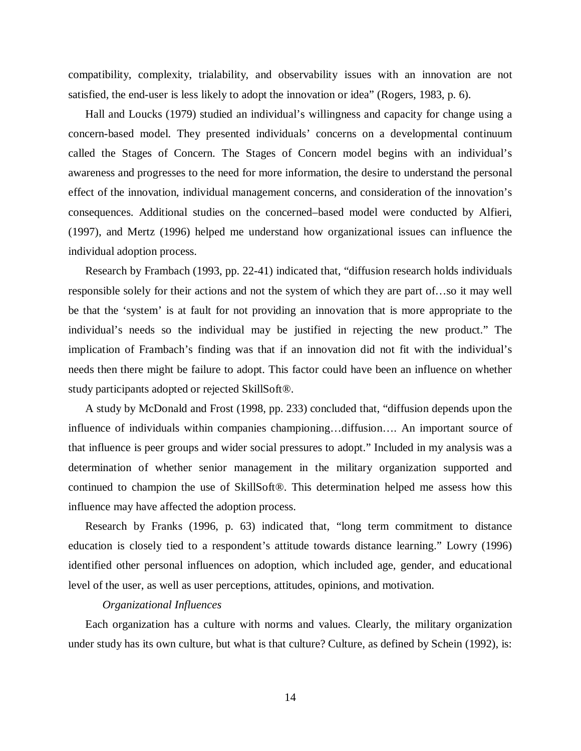compatibility, complexity, trialability, and observability issues with an innovation are not satisfied, the end-user is less likely to adopt the innovation or idea" (Rogers, 1983, p. 6).

Hall and Loucks (1979) studied an individual's willingness and capacity for change using a concern-based model. They presented individuals' concerns on a developmental continuum called the Stages of Concern. The Stages of Concern model begins with an individual's awareness and progresses to the need for more information, the desire to understand the personal effect of the innovation, individual management concerns, and consideration of the innovation's consequences. Additional studies on the concerned–based model were conducted by Alfieri, (1997), and Mertz (1996) helped me understand how organizational issues can influence the individual adoption process.

Research by Frambach (1993, pp. 22-41) indicated that, "diffusion research holds individuals responsible solely for their actions and not the system of which they are part of…so it may well be that the 'system' is at fault for not providing an innovation that is more appropriate to the individual's needs so the individual may be justified in rejecting the new product." The implication of Frambach's finding was that if an innovation did not fit with the individual's needs then there might be failure to adopt. This factor could have been an influence on whether study participants adopted or rejected SkillSoft®.

A study by McDonald and Frost (1998, pp. 233) concluded that, "diffusion depends upon the influence of individuals within companies championing…diffusion…. An important source of that influence is peer groups and wider social pressures to adopt." Included in my analysis was a determination of whether senior management in the military organization supported and continued to champion the use of SkillSoft®. This determination helped me assess how this influence may have affected the adoption process.

Research by Franks (1996, p. 63) indicated that, "long term commitment to distance education is closely tied to a respondent's attitude towards distance learning." Lowry (1996) identified other personal influences on adoption, which included age, gender, and educational level of the user, as well as user perceptions, attitudes, opinions, and motivation.

*Organizational Influences*

Each organization has a culture with norms and values. Clearly, the military organization under study has its own culture, but what is that culture? Culture, as defined by Schein (1992), is: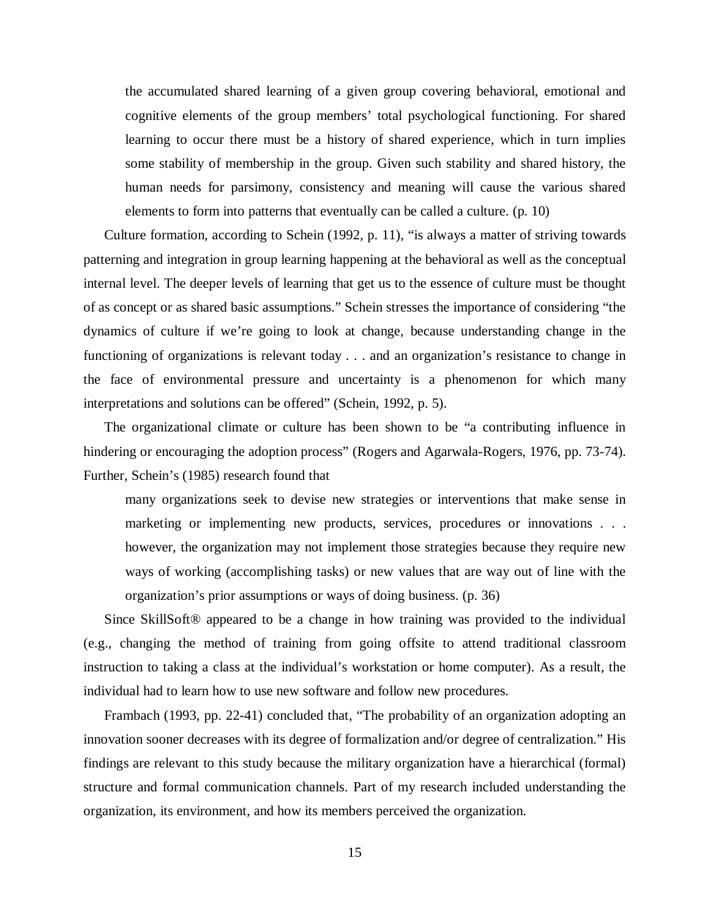> the accumulated shared learning of a given group covering behavioral, emotional and cognitive elements of the group members' total psychological functioning. For shared learning to occur there must be a history of shared experience, which in turn implies some stability of membership in the group. Given such stability and shared history, the human needs for parsimony, consistency and meaning will cause the various shared elements to form into patterns that eventually can be called a culture. (p. 10)

Culture formation, according to Schein (1992, p. 11), "is always a matter of striving towards patterning and integration in group learning happening at the behavioral as well as the conceptual internal level. The deeper levels of learning that get us to the essence of culture must be thought of as concept or as shared basic assumptions." Schein stresses the importance of considering "the dynamics of culture if we're going to look at change, because understanding change in the functioning of organizations is relevant today . . . and an organization's resistance to change in the face of environmental pressure and uncertainty is a phenomenon for which many interpretations and solutions can be offered" (Schein, 1992, p. 5).

The organizational climate or culture has been shown to be "a contributing influence in hindering or encouraging the adoption process" (Rogers and Agarwala-Rogers, 1976, pp. 73-74). Further, Schein's (1985) research found that

> many organizations seek to devise new strategies or interventions that make sense in marketing or implementing new products, services, procedures or innovations . . . however, the organization may not implement those strategies because they require new ways of working (accomplishing tasks) or new values that are way out of line with the organization's prior assumptions or ways of doing business. (p. 36)

Since SkillSoft® appeared to be a change in how training was provided to the individual (e.g., changing the method of training from going offsite to attend traditional classroom instruction to taking a class at the individual's workstation or home computer). As a result, the individual had to learn how to use new software and follow new procedures.

Frambach (1993, pp. 22-41) concluded that, "The probability of an organization adopting an innovation sooner decreases with its degree of formalization and/or degree of centralization." His findings are relevant to this study because the military organization have a hierarchical (formal) structure and formal communication channels. Part of my research included understanding the organization, its environment, and how its members perceived the organization.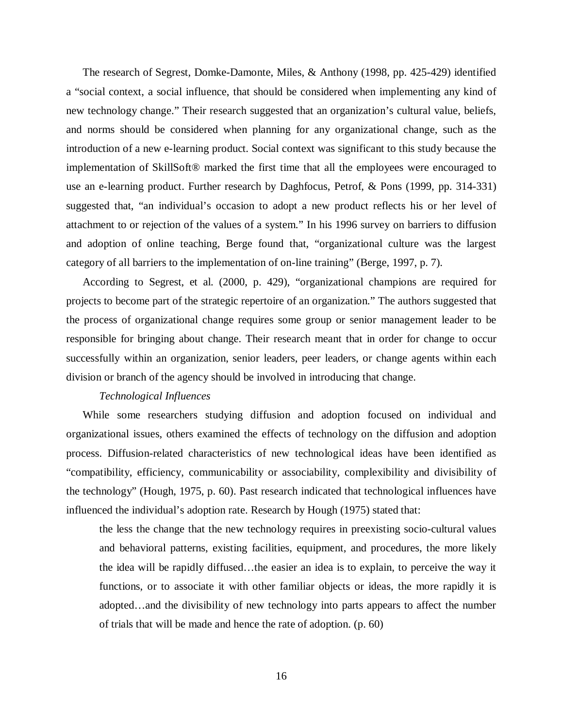The research of Segrest, Domke-Damonte, Miles, & Anthony (1998, pp. 425-429) identified a "social context, a social influence, that should be considered when implementing any kind of new technology change." Their research suggested that an organization's cultural value, beliefs, and norms should be considered when planning for any organizational change, such as the introduction of a new e-learning product. Social context was significant to this study because the implementation of SkillSoft® marked the first time that all the employees were encouraged to use an e-learning product. Further research by Daghfocus, Petrof, & Pons (1999, pp. 314-331) suggested that, "an individual's occasion to adopt a new product reflects his or her level of attachment to or rejection of the values of a system." In his 1996 survey on barriers to diffusion and adoption of online teaching, Berge found that, "organizational culture was the largest category of all barriers to the implementation of on-line training" (Berge, 1997, p. 7).

According to Segrest, et al. (2000, p. 429), "organizational champions are required for projects to become part of the strategic repertoire of an organization." The authors suggested that the process of organizational change requires some group or senior management leader to be responsible for bringing about change. Their research meant that in order for change to occur successfully within an organization, senior leaders, peer leaders, or change agents within each division or branch of the agency should be involved in introducing that change.

*Technological Influences*

While some researchers studying diffusion and adoption focused on individual and organizational issues, others examined the effects of technology on the diffusion and adoption process. Diffusion-related characteristics of new technological ideas have been identified as "compatibility, efficiency, communicability or associability, complexibility and divisibility of the technology" (Hough, 1975, p. 60). Past research indicated that technological influences have influenced the individual's adoption rate. Research by Hough (1975) stated that:

> the less the change that the new technology requires in preexisting socio-cultural values and behavioral patterns, existing facilities, equipment, and procedures, the more likely the idea will be rapidly diffused…the easier an idea is to explain, to perceive the way it functions, or to associate it with other familiar objects or ideas, the more rapidly it is adopted…and the divisibility of new technology into parts appears to affect the number of trials that will be made and hence the rate of adoption. (p. 60)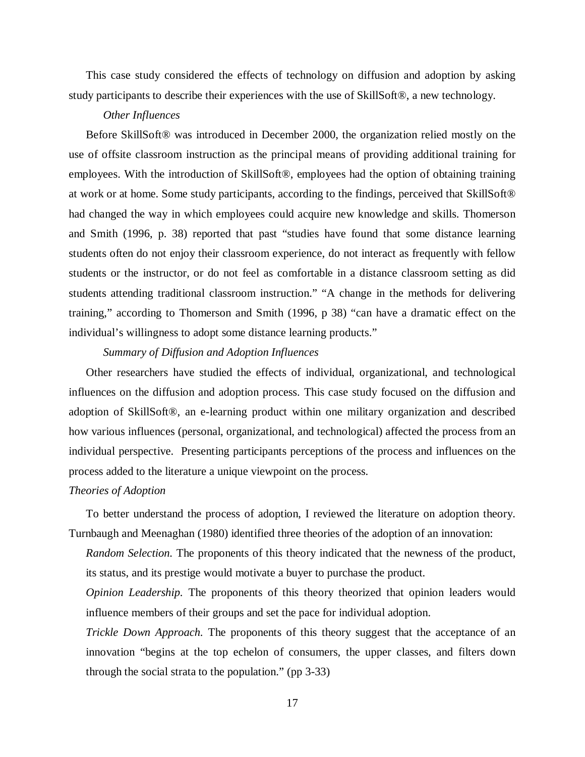This case study considered the effects of technology on diffusion and adoption by asking study participants to describe their experiences with the use of SkillSoft®, a new technology.

#### *Other Influences*

Before SkillSoft® was introduced in December 2000, the organization relied mostly on the use of offsite classroom instruction as the principal means of providing additional training for employees. With the introduction of SkillSoft®, employees had the option of obtaining training at work or at home. Some study participants, according to the findings, perceived that SkillSoft® had changed the way in which employees could acquire new knowledge and skills. Thomerson and Smith (1996, p. 38) reported that past "studies have found that some distance learning students often do not enjoy their classroom experience, do not interact as frequently with fellow students or the instructor, or do not feel as comfortable in a distance classroom setting as did students attending traditional classroom instruction." "A change in the methods for delivering training," according to Thomerson and Smith (1996, p 38) "can have a dramatic effect on the individual's willingness to adopt some distance learning products."

#### *Summary of Diffusion and Adoption Influences*

Other researchers have studied the effects of individual, organizational, and technological influences on the diffusion and adoption process. This case study focused on the diffusion and adoption of SkillSoft®, an e-learning product within one military organization and described how various influences (personal, organizational, and technological) affected the process from an individual perspective. Presenting participants perceptions of the process and influences on the process added to the literature a unique viewpoint on the process.

### *Theories of Adoption*

To better understand the process of adoption, I reviewed the literature on adoption theory. Turnbaugh and Meenaghan (1980) identified three theories of the adoption of an innovation:

*Random Selection.* The proponents of this theory indicated that the newness of the product, its status, and its prestige would motivate a buyer to purchase the product.

*Opinion Leadership.* The proponents of this theory theorized that opinion leaders would influence members of their groups and set the pace for individual adoption.

*Trickle Down Approach.* The proponents of this theory suggest that the acceptance of an innovation "begins at the top echelon of consumers, the upper classes, and filters down through the social strata to the population." (pp 3-33)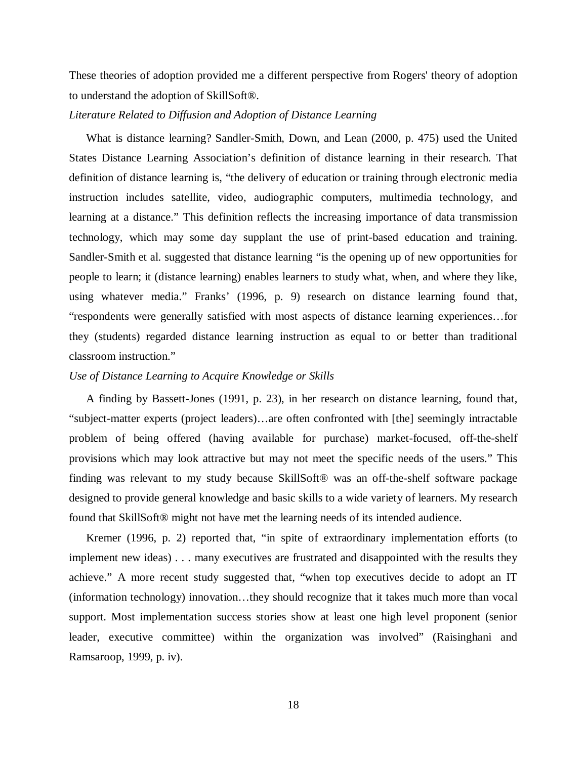These theories of adoption provided me a different perspective from Rogers' theory of adoption to understand the adoption of SkillSoft®.

*Literature Related to Diffusion and Adoption of Distance Learning*

What is distance learning? Sandler-Smith, Down, and Lean (2000, p. 475) used the United States Distance Learning Association's definition of distance learning in their research. That definition of distance learning is, "the delivery of education or training through electronic media instruction includes satellite, video, audiographic computers, multimedia technology, and learning at a distance." This definition reflects the increasing importance of data transmission technology, which may some day supplant the use of print-based education and training. Sandler-Smith et al. suggested that distance learning "is the opening up of new opportunities for people to learn; it (distance learning) enables learners to study what, when, and where they like, using whatever media." Franks' (1996, p. 9) research on distance learning found that, "respondents were generally satisfied with most aspects of distance learning experiences…for they (students) regarded distance learning instruction as equal to or better than traditional classroom instruction."

*Use of Distance Learning to Acquire Knowledge or Skills*

A finding by Bassett-Jones (1991, p. 23), in her research on distance learning, found that, "subject-matter experts (project leaders)…are often confronted with [the] seemingly intractable problem of being offered (having available for purchase) market-focused, off-the-shelf provisions which may look attractive but may not meet the specific needs of the users." This finding was relevant to my study because SkillSoft® was an off-the-shelf software package designed to provide general knowledge and basic skills to a wide variety of learners. My research found that SkillSoft® might not have met the learning needs of its intended audience.

Kremer (1996, p. 2) reported that, "in spite of extraordinary implementation efforts (to implement new ideas) . . . many executives are frustrated and disappointed with the results they achieve." A more recent study suggested that, "when top executives decide to adopt an IT (information technology) innovation…they should recognize that it takes much more than vocal support. Most implementation success stories show at least one high level proponent (senior leader, executive committee) within the organization was involved" (Raisinghani and Ramsaroop, 1999, p. iv).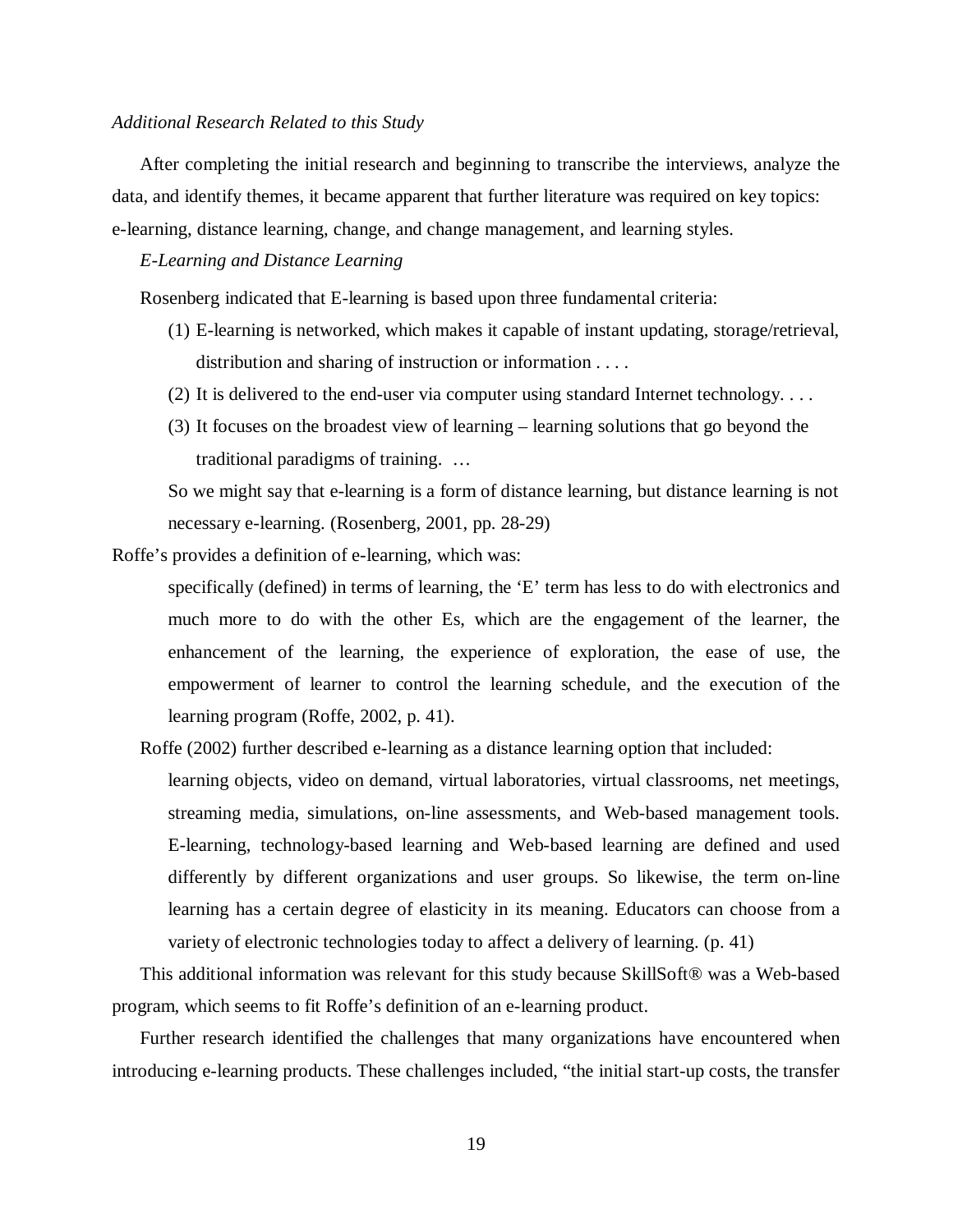*Additional Research Related to this Study*

After completing the initial research and beginning to transcribe the interviews, analyze the data, and identify themes, it became apparent that further literature was required on key topics: e-learning, distance learning, change, and change management, and learning styles.

*E-Learning and Distance Learning*

Rosenberg indicated that E-learning is based upon three fundamental criteria:

> (1) E-learning is networked, which makes it capable of instant updating, storage/retrieval, distribution and sharing of instruction or information . . . .
>
> (2) It is delivered to the end-user via computer using standard Internet technology. . . .
>
> (3) It focuses on the broadest view of learning – learning solutions that go beyond the traditional paradigms of training. …
>
> So we might say that e-learning is a form of distance learning, but distance learning is not necessary e-learning. (Rosenberg, 2001, pp. 28-29)

Roffe's provides a definition of e-learning, which was:

> specifically (defined) in terms of learning, the 'E' term has less to do with electronics and much more to do with the other Es, which are the engagement of the learner, the enhancement of the learning, the experience of exploration, the ease of use, the empowerment of learner to control the learning schedule, and the execution of the learning program (Roffe, 2002, p. 41).

Roffe (2002) further described e-learning as a distance learning option that included:

> learning objects, video on demand, virtual laboratories, virtual classrooms, net meetings, streaming media, simulations, on-line assessments, and Web-based management tools. E-learning, technology-based learning and Web-based learning are defined and used differently by different organizations and user groups. So likewise, the term on-line learning has a certain degree of elasticity in its meaning. Educators can choose from a variety of electronic technologies today to affect a delivery of learning. (p. 41)

This additional information was relevant for this study because SkillSoft® was a Web-based program, which seems to fit Roffe's definition of an e-learning product.

Further research identified the challenges that many organizations have encountered when introducing e-learning products. These challenges included, "the initial start-up costs, the transfer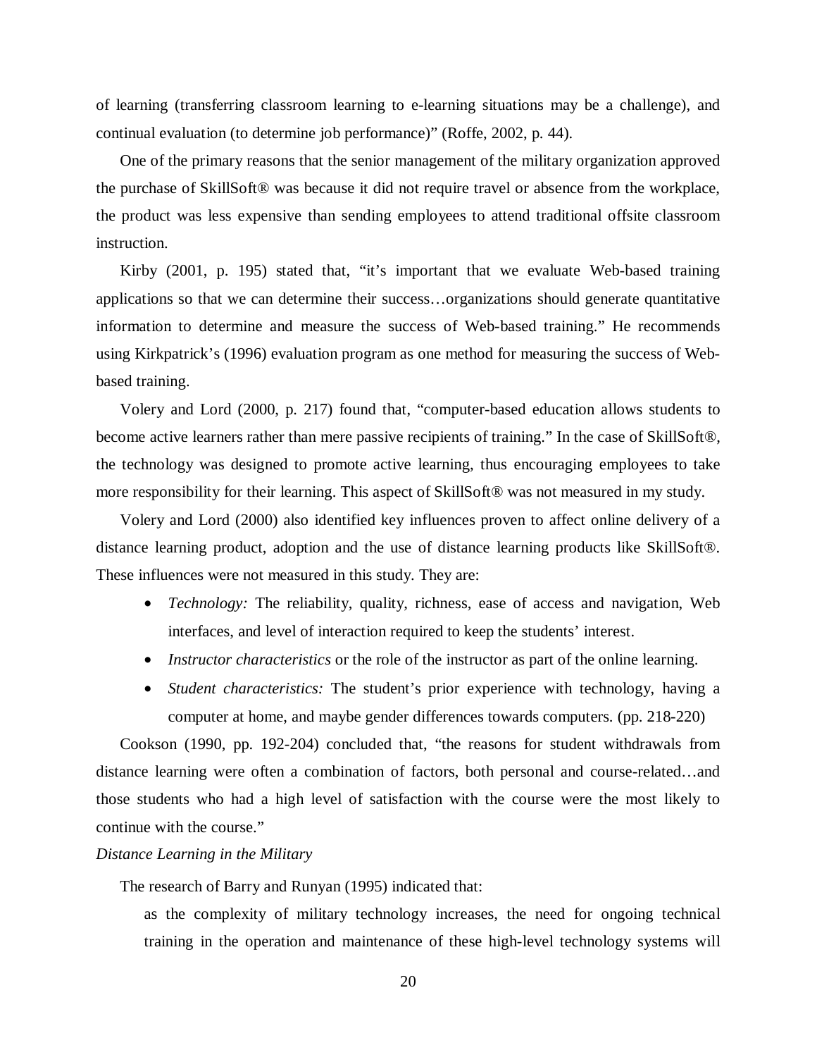of learning (transferring classroom learning to e-learning situations may be a challenge), and continual evaluation (to determine job performance)" (Roffe, 2002, p. 44).

One of the primary reasons that the senior management of the military organization approved the purchase of SkillSoft® was because it did not require travel or absence from the workplace, the product was less expensive than sending employees to attend traditional offsite classroom instruction.

Kirby (2001, p. 195) stated that, "it's important that we evaluate Web-based training applications so that we can determine their success…organizations should generate quantitative information to determine and measure the success of Web-based training." He recommends using Kirkpatrick's (1996) evaluation program as one method for measuring the success of Web-based training.

Volery and Lord (2000, p. 217) found that, "computer-based education allows students to become active learners rather than mere passive recipients of training." In the case of SkillSoft®, the technology was designed to promote active learning, thus encouraging employees to take more responsibility for their learning. This aspect of SkillSoft® was not measured in my study.

Volery and Lord (2000) also identified key influences proven to affect online delivery of a distance learning product, adoption and the use of distance learning products like SkillSoft®. These influences were not measured in this study. They are:

- *Technology:* The reliability, quality, richness, ease of access and navigation, Web interfaces, and level of interaction required to keep the students' interest.
- *Instructor characteristics* or the role of the instructor as part of the online learning.
- *Student characteristics:* The student's prior experience with technology, having a computer at home, and maybe gender differences towards computers. (pp. 218-220)

Cookson (1990, pp. 192-204) concluded that, "the reasons for student withdrawals from distance learning were often a combination of factors, both personal and course-related…and those students who had a high level of satisfaction with the course were the most likely to continue with the course."

*Distance Learning in the Military*

The research of Barry and Runyan (1995) indicated that:

> as the complexity of military technology increases, the need for ongoing technical training in the operation and maintenance of these high-level technology systems will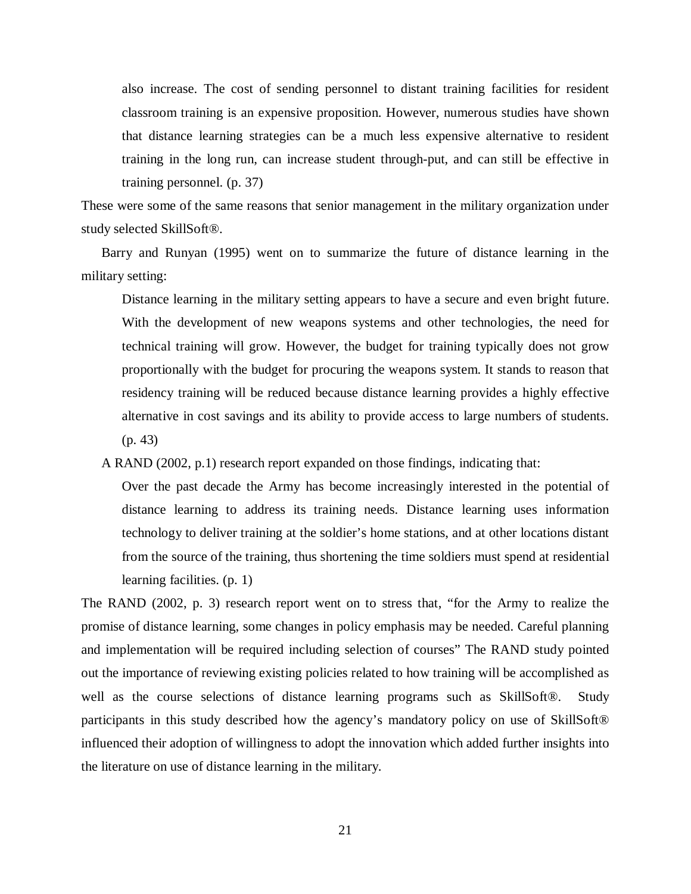> also increase. The cost of sending personnel to distant training facilities for resident classroom training is an expensive proposition. However, numerous studies have shown that distance learning strategies can be a much less expensive alternative to resident training in the long run, can increase student through-put, and can still be effective in training personnel. (p. 37)

These were some of the same reasons that senior management in the military organization under study selected SkillSoft®.

Barry and Runyan (1995) went on to summarize the future of distance learning in the military setting:

> Distance learning in the military setting appears to have a secure and even bright future. With the development of new weapons systems and other technologies, the need for technical training will grow. However, the budget for training typically does not grow proportionally with the budget for procuring the weapons system. It stands to reason that residency training will be reduced because distance learning provides a highly effective alternative in cost savings and its ability to provide access to large numbers of students. (p. 43)

A RAND (2002, p.1) research report expanded on those findings, indicating that:

> Over the past decade the Army has become increasingly interested in the potential of distance learning to address its training needs. Distance learning uses information technology to deliver training at the soldier's home stations, and at other locations distant from the source of the training, thus shortening the time soldiers must spend at residential learning facilities. (p. 1)

The RAND (2002, p. 3) research report went on to stress that, "for the Army to realize the promise of distance learning, some changes in policy emphasis may be needed. Careful planning and implementation will be required including selection of courses" The RAND study pointed out the importance of reviewing existing policies related to how training will be accomplished as well as the course selections of distance learning programs such as SkillSoft®. Study participants in this study described how the agency's mandatory policy on use of SkillSoft® influenced their adoption of willingness to adopt the innovation which added further insights into the literature on use of distance learning in the military.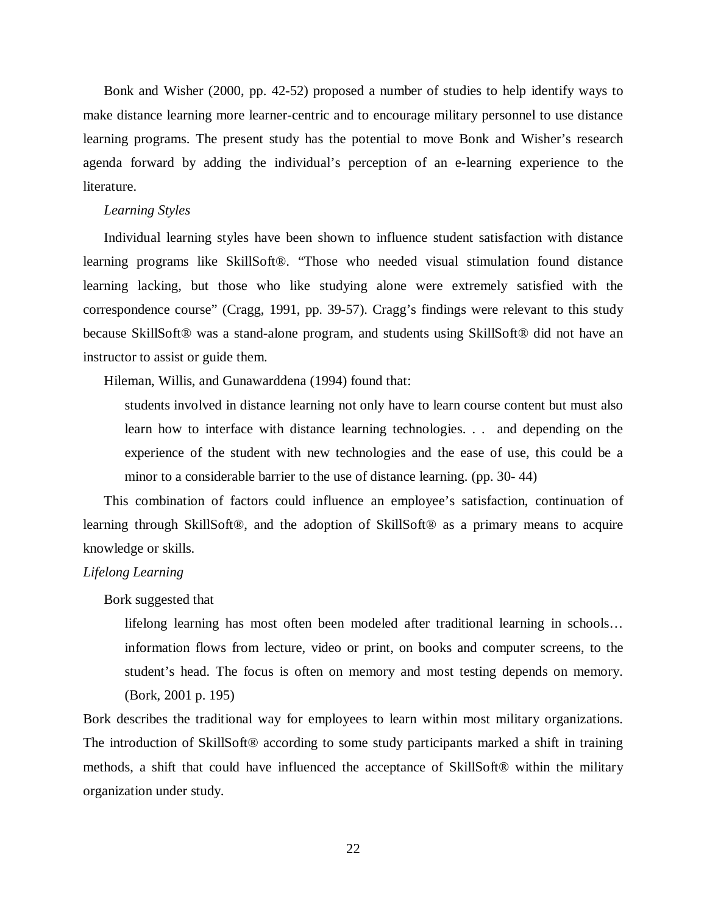Bonk and Wisher (2000, pp. 42-52) proposed a number of studies to help identify ways to make distance learning more learner-centric and to encourage military personnel to use distance learning programs. The present study has the potential to move Bonk and Wisher's research agenda forward by adding the individual's perception of an e-learning experience to the literature.

### *Learning Styles*

Individual learning styles have been shown to influence student satisfaction with distance learning programs like SkillSoft®. "Those who needed visual stimulation found distance learning lacking, but those who like studying alone were extremely satisfied with the correspondence course" (Cragg, 1991, pp. 39-57). Cragg's findings were relevant to this study because SkillSoft® was a stand-alone program, and students using SkillSoft® did not have an instructor to assist or guide them.

Hileman, Willis, and Gunawarddena (1994) found that:

> students involved in distance learning not only have to learn course content but must also learn how to interface with distance learning technologies. . . and depending on the experience of the student with new technologies and the ease of use, this could be a minor to a considerable barrier to the use of distance learning. (pp. 30- 44)

This combination of factors could influence an employee's satisfaction, continuation of learning through SkillSoft®, and the adoption of SkillSoft® as a primary means to acquire knowledge or skills.

### *Lifelong Learning*

Bork suggested that

> lifelong learning has most often been modeled after traditional learning in schools… information flows from lecture, video or print, on books and computer screens, to the student's head. The focus is often on memory and most testing depends on memory. (Bork, 2001 p. 195)

Bork describes the traditional way for employees to learn within most military organizations. The introduction of SkillSoft® according to some study participants marked a shift in training methods, a shift that could have influenced the acceptance of SkillSoft® within the military organization under study.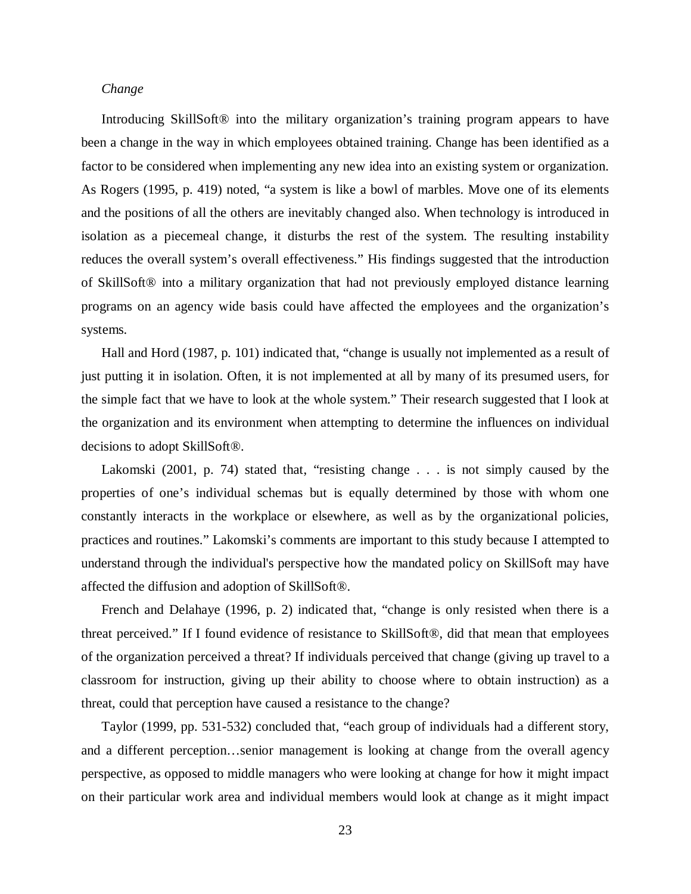*Change*

Introducing SkillSoft® into the military organization's training program appears to have been a change in the way in which employees obtained training. Change has been identified as a factor to be considered when implementing any new idea into an existing system or organization. As Rogers (1995, p. 419) noted, "a system is like a bowl of marbles. Move one of its elements and the positions of all the others are inevitably changed also. When technology is introduced in isolation as a piecemeal change, it disturbs the rest of the system. The resulting instability reduces the overall system's overall effectiveness." His findings suggested that the introduction of SkillSoft® into a military organization that had not previously employed distance learning programs on an agency wide basis could have affected the employees and the organization's systems.

Hall and Hord (1987, p. 101) indicated that, "change is usually not implemented as a result of just putting it in isolation. Often, it is not implemented at all by many of its presumed users, for the simple fact that we have to look at the whole system." Their research suggested that I look at the organization and its environment when attempting to determine the influences on individual decisions to adopt SkillSoft®.

Lakomski (2001, p. 74) stated that, "resisting change . . . is not simply caused by the properties of one's individual schemas but is equally determined by those with whom one constantly interacts in the workplace or elsewhere, as well as by the organizational policies, practices and routines." Lakomski's comments are important to this study because I attempted to understand through the individual's perspective how the mandated policy on SkillSoft may have affected the diffusion and adoption of SkillSoft®.

French and Delahaye (1996, p. 2) indicated that, "change is only resisted when there is a threat perceived." If I found evidence of resistance to SkillSoft®, did that mean that employees of the organization perceived a threat? If individuals perceived that change (giving up travel to a classroom for instruction, giving up their ability to choose where to obtain instruction) as a threat, could that perception have caused a resistance to the change?

Taylor (1999, pp. 531-532) concluded that, "each group of individuals had a different story, and a different perception…senior management is looking at change from the overall agency perspective, as opposed to middle managers who were looking at change for how it might impact on their particular work area and individual members would look at change as it might impact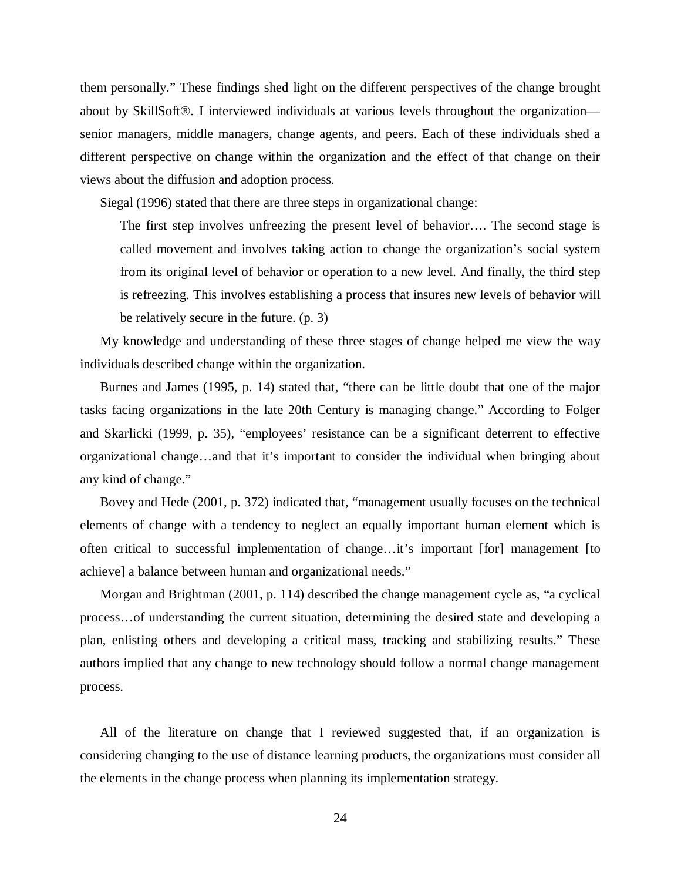them personally." These findings shed light on the different perspectives of the change brought about by SkillSoft®. I interviewed individuals at various levels throughout the organization—senior managers, middle managers, change agents, and peers. Each of these individuals shed a different perspective on change within the organization and the effect of that change on their views about the diffusion and adoption process.

Siegal (1996) stated that there are three steps in organizational change:

> The first step involves unfreezing the present level of behavior…. The second stage is called movement and involves taking action to change the organization's social system from its original level of behavior or operation to a new level. And finally, the third step is refreezing. This involves establishing a process that insures new levels of behavior will be relatively secure in the future. (p. 3)

My knowledge and understanding of these three stages of change helped me view the way individuals described change within the organization.

Burnes and James (1995, p. 14) stated that, "there can be little doubt that one of the major tasks facing organizations in the late 20th Century is managing change." According to Folger and Skarlicki (1999, p. 35), "employees' resistance can be a significant deterrent to effective organizational change…and that it's important to consider the individual when bringing about any kind of change."

Bovey and Hede (2001, p. 372) indicated that, "management usually focuses on the technical elements of change with a tendency to neglect an equally important human element which is often critical to successful implementation of change…it's important [for] management [to achieve] a balance between human and organizational needs."

Morgan and Brightman (2001, p. 114) described the change management cycle as, "a cyclical process…of understanding the current situation, determining the desired state and developing a plan, enlisting others and developing a critical mass, tracking and stabilizing results." These authors implied that any change to new technology should follow a normal change management process.

All of the literature on change that I reviewed suggested that, if an organization is considering changing to the use of distance learning products, the organizations must consider all the elements in the change process when planning its implementation strategy.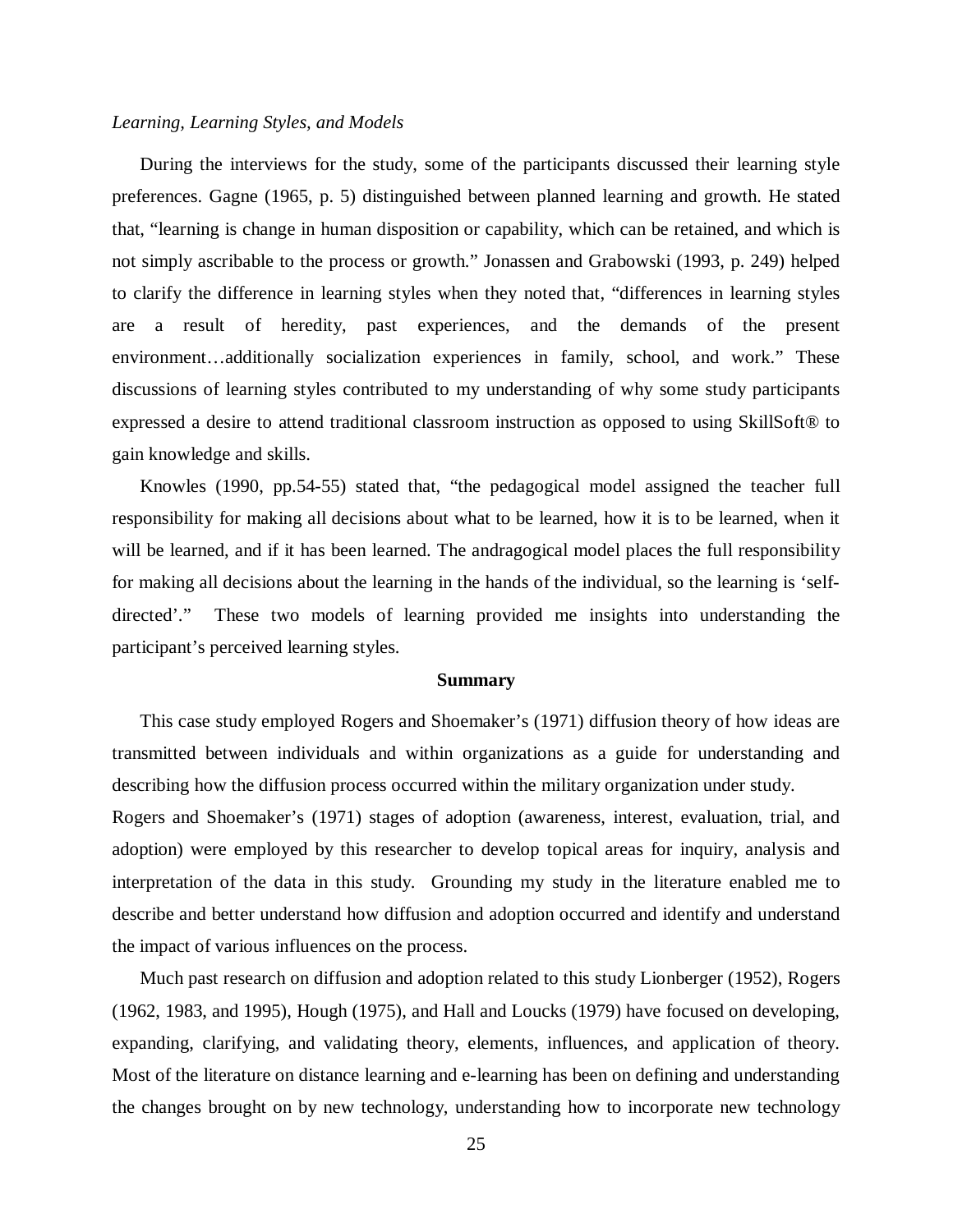*Learning, Learning Styles, and Models*

During the interviews for the study, some of the participants discussed their learning style preferences. Gagne (1965, p. 5) distinguished between planned learning and growth. He stated that, “learning is change in human disposition or capability, which can be retained, and which is not simply ascribable to the process or growth.” Jonassen and Grabowski (1993, p. 249) helped to clarify the difference in learning styles when they noted that, “differences in learning styles are a result of heredity, past experiences, and the demands of the present environment…additionally socialization experiences in family, school, and work.” These discussions of learning styles contributed to my understanding of why some study participants expressed a desire to attend traditional classroom instruction as opposed to using SkillSoft® to gain knowledge and skills.

Knowles (1990, pp.54-55) stated that, “the pedagogical model assigned the teacher full responsibility for making all decisions about what to be learned, how it is to be learned, when it will be learned, and if it has been learned. The andragogical model places the full responsibility for making all decisions about the learning in the hands of the individual, so the learning is ‘self-directed’.” These two models of learning provided me insights into understanding the participant’s perceived learning styles.

## Summary

This case study employed Rogers and Shoemaker’s (1971) diffusion theory of how ideas are transmitted between individuals and within organizations as a guide for understanding and describing how the diffusion process occurred within the military organization under study.

Rogers and Shoemaker’s (1971) stages of adoption (awareness, interest, evaluation, trial, and adoption) were employed by this researcher to develop topical areas for inquiry, analysis and interpretation of the data in this study. Grounding my study in the literature enabled me to describe and better understand how diffusion and adoption occurred and identify and understand the impact of various influences on the process.

Much past research on diffusion and adoption related to this study Lionberger (1952), Rogers (1962, 1983, and 1995), Hough (1975), and Hall and Loucks (1979) have focused on developing, expanding, clarifying, and validating theory, elements, influences, and application of theory. Most of the literature on distance learning and e-learning has been on defining and understanding the changes brought on by new technology, understanding how to incorporate new technology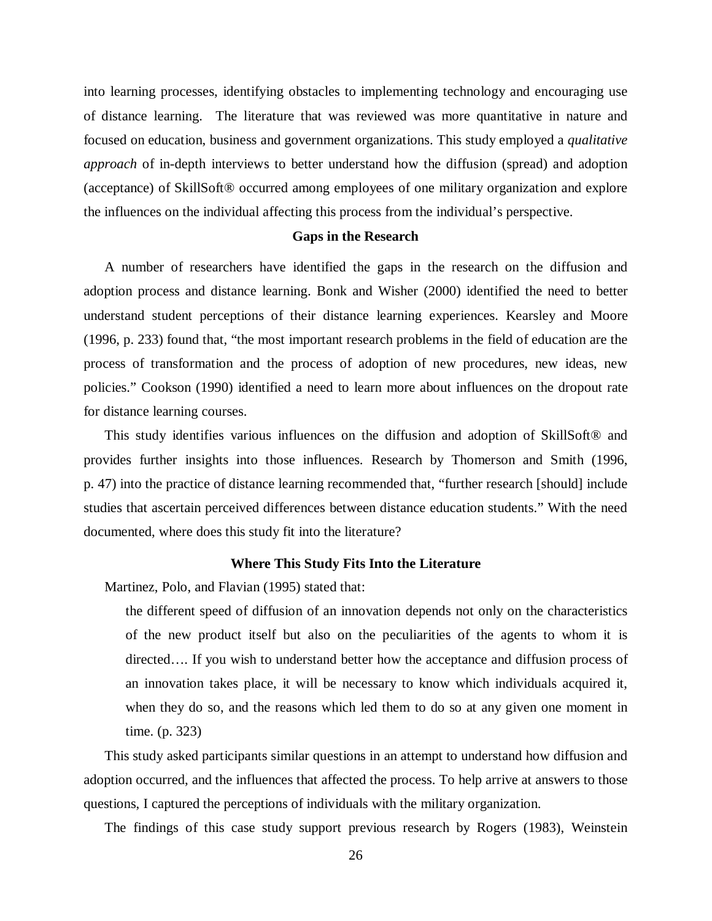into learning processes, identifying obstacles to implementing technology and encouraging use of distance learning.  The literature that was reviewed was more quantitative in nature and focused on education, business and government organizations. This study employed a *qualitative approach* of in-depth interviews to better understand how the diffusion (spread) and adoption (acceptance) of SkillSoft® occurred among employees of one military organization and explore the influences on the individual affecting this process from the individual's perspective.

### Gaps in the Research

A number of researchers have identified the gaps in the research on the diffusion and adoption process and distance learning. Bonk and Wisher (2000) identified the need to better understand student perceptions of their distance learning experiences. Kearsley and Moore (1996, p. 233) found that, "the most important research problems in the field of education are the process of transformation and the process of adoption of new procedures, new ideas, new policies." Cookson (1990) identified a need to learn more about influences on the dropout rate for distance learning courses.

This study identifies various influences on the diffusion and adoption of SkillSoft® and provides further insights into those influences. Research by Thomerson and Smith (1996, p. 47) into the practice of distance learning recommended that, "further research [should] include studies that ascertain perceived differences between distance education students." With the need documented, where does this study fit into the literature?

### Where This Study Fits Into the Literature

Martinez, Polo, and Flavian (1995) stated that:

> the different speed of diffusion of an innovation depends not only on the characteristics of the new product itself but also on the peculiarities of the agents to whom it is directed…. If you wish to understand better how the acceptance and diffusion process of an innovation takes place, it will be necessary to know which individuals acquired it, when they do so, and the reasons which led them to do so at any given one moment in time. (p. 323)

This study asked participants similar questions in an attempt to understand how diffusion and adoption occurred, and the influences that affected the process. To help arrive at answers to those questions, I captured the perceptions of individuals with the military organization.

The findings of this case study support previous research by Rogers (1983), Weinstein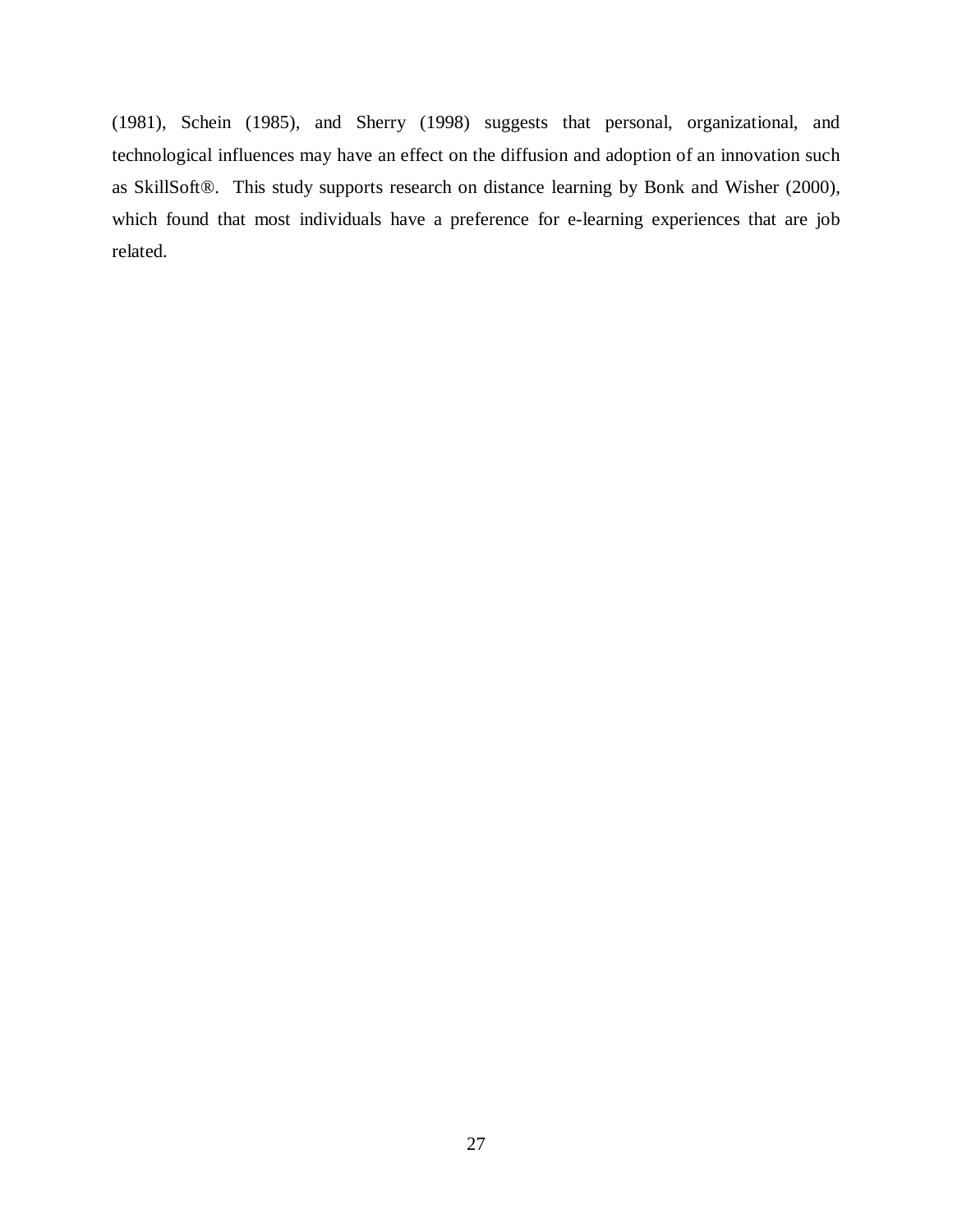(1981), Schein (1985), and Sherry (1998) suggests that personal, organizational, and technological influences may have an effect on the diffusion and adoption of an innovation such as SkillSoft®. This study supports research on distance learning by Bonk and Wisher (2000), which found that most individuals have a preference for e-learning experiences that are job related.